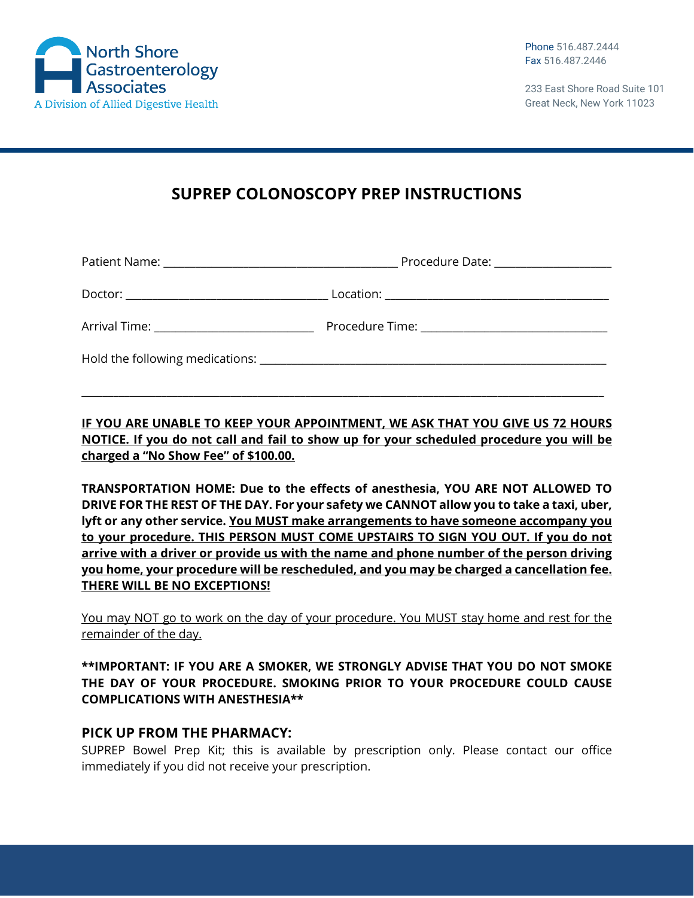North Shore Gastroenterology Associates
A Division of Allied Digestive Health

Phone 516.487.2444
Fax 516.487.2446

233 East Shore Road Suite 101
Great Neck, New York 11023

# SUPREP COLONOSCOPY PREP INSTRUCTIONS

Patient Name: ________________________________________ Procedure Date: ____________________

Doctor: ___________________________________ Location: ______________________________________

Arrival Time: ___________________________ Procedure Time: _________________________________

Hold the following medications: _____________________________________________________________

_______________________________________________________________________________________________

**IF YOU ARE UNABLE TO KEEP YOUR APPOINTMENT, WE ASK THAT YOU GIVE US 72 HOURS NOTICE. If you do not call and fail to show up for your scheduled procedure you will be charged a "No Show Fee" of $100.00.**

**TRANSPORTATION HOME: Due to the effects of anesthesia, YOU ARE NOT ALLOWED TO DRIVE FOR THE REST OF THE DAY. For your safety we CANNOT allow you to take a taxi, uber, lyft or any other service. You MUST make arrangements to have someone accompany you to your procedure. THIS PERSON MUST COME UPSTAIRS TO SIGN YOU OUT. If you do not arrive with a driver or provide us with the name and phone number of the person driving you home, your procedure will be rescheduled, and you may be charged a cancellation fee. THERE WILL BE NO EXCEPTIONS!**

You may NOT go to work on the day of your procedure. You MUST stay home and rest for the remainder of the day.

**\*\*IMPORTANT: IF YOU ARE A SMOKER, WE STRONGLY ADVISE THAT YOU DO NOT SMOKE THE DAY OF YOUR PROCEDURE. SMOKING PRIOR TO YOUR PROCEDURE COULD CAUSE COMPLICATIONS WITH ANESTHESIA\*\***

## PICK UP FROM THE PHARMACY:

SUPREP Bowel Prep Kit; this is available by prescription only. Please contact our office immediately if you did not receive your prescription.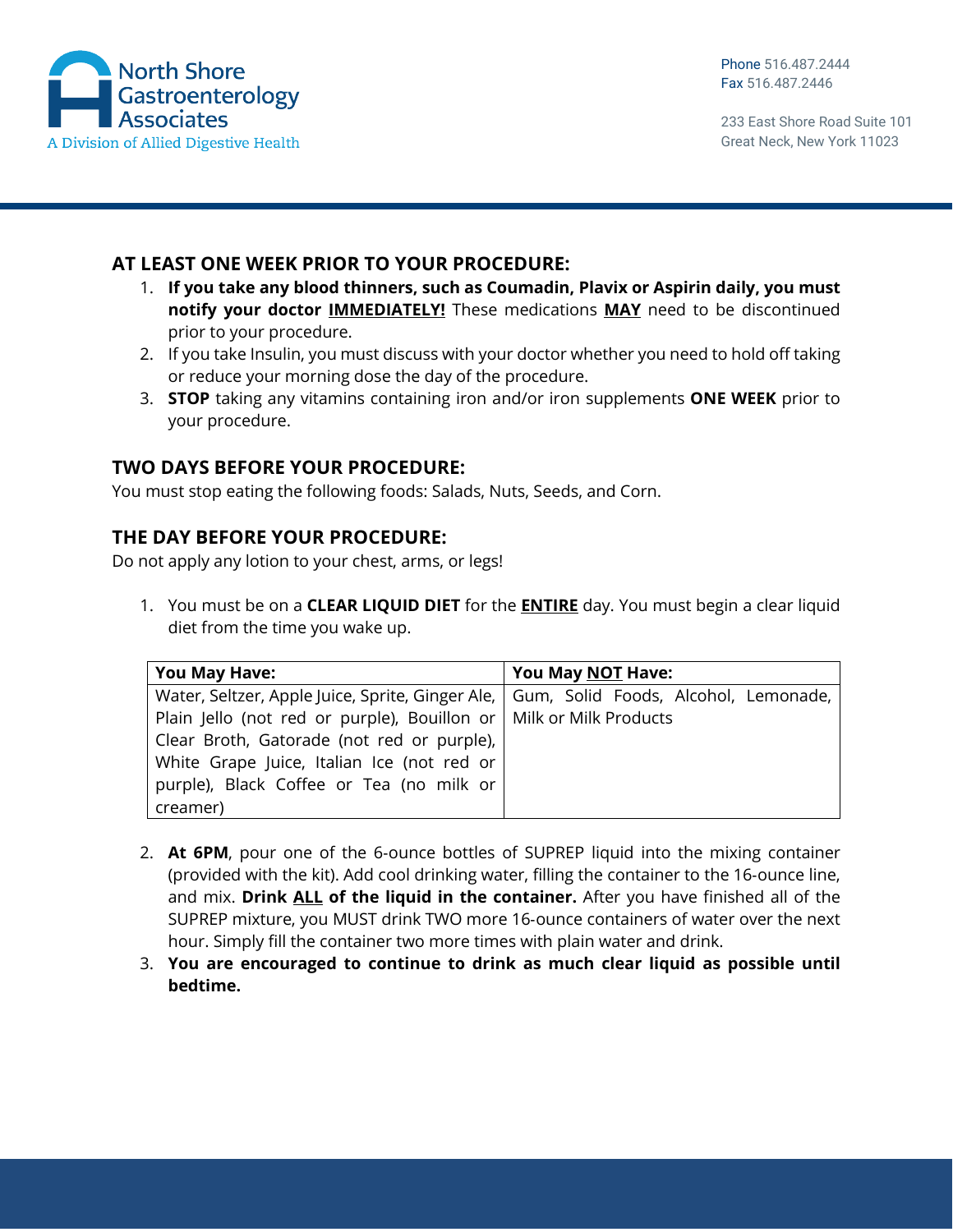## AT LEAST ONE WEEK PRIOR TO YOUR PROCEDURE:

1. **If you take any blood thinners, such as Coumadin, Plavix or Aspirin daily, you must notify your doctor <u>IMMEDIATELY!</u>** These medications **<u>MAY</u>** need to be discontinued prior to your procedure.
2. If you take Insulin, you must discuss with your doctor whether you need to hold off taking or reduce your morning dose the day of the procedure.
3. **STOP** taking any vitamins containing iron and/or iron supplements **ONE WEEK** prior to your procedure.

## TWO DAYS BEFORE YOUR PROCEDURE:

You must stop eating the following foods: Salads, Nuts, Seeds, and Corn.

## THE DAY BEFORE YOUR PROCEDURE:

Do not apply any lotion to your chest, arms, or legs!

1. You must be on a **CLEAR LIQUID DIET** for the **<u>ENTIRE</u>** day. You must begin a clear liquid diet from the time you wake up.

| **You May Have:** | **You May <u>NOT</u> Have:** |
|---|---|
| Water, Seltzer, Apple Juice, Sprite, Ginger Ale, Plain Jello (not red or purple), Bouillon or Clear Broth, Gatorade (not red or purple), White Grape Juice, Italian Ice (not red or purple), Black Coffee or Tea (no milk or creamer) | Gum, Solid Foods, Alcohol, Lemonade, Milk or Milk Products |

2. **At 6PM**, pour one of the 6-ounce bottles of SUPREP liquid into the mixing container (provided with the kit). Add cool drinking water, filling the container to the 16-ounce line, and mix. **Drink <u>ALL</u> of the liquid in the container.** After you have finished all of the SUPREP mixture, you MUST drink TWO more 16-ounce containers of water over the next hour. Simply fill the container two more times with plain water and drink.
3. **You are encouraged to continue to drink as much clear liquid as possible until bedtime.**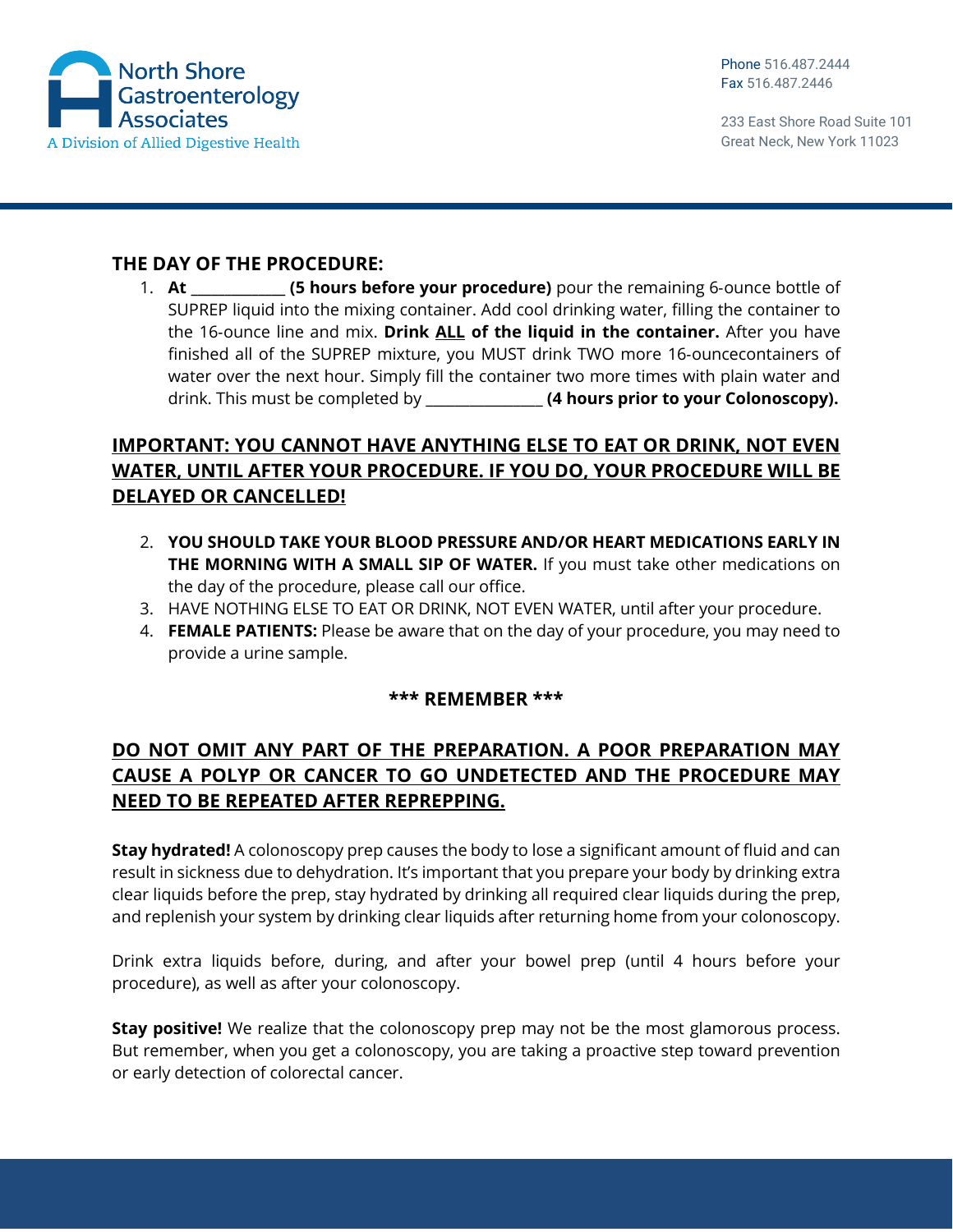## THE DAY OF THE PROCEDURE:

1. **At ____________ (5 hours before your procedure)** pour the remaining 6-ounce bottle of SUPREP liquid into the mixing container. Add cool drinking water, filling the container to the 16-ounce line and mix. **Drink <u>ALL</u> of the liquid in the container.** After you have finished all of the SUPREP mixture, you MUST drink TWO more 16-ouncecontainers of water over the next hour. Simply fill the container two more times with plain water and drink. This must be completed by _______________ **(4 hours prior to your Colonoscopy).**

**<u>IMPORTANT: YOU CANNOT HAVE ANYTHING ELSE TO EAT OR DRINK, NOT EVEN WATER, UNTIL AFTER YOUR PROCEDURE. IF YOU DO, YOUR PROCEDURE WILL BE DELAYED OR CANCELLED!</u>**

2. **YOU SHOULD TAKE YOUR BLOOD PRESSURE AND/OR HEART MEDICATIONS EARLY IN THE MORNING WITH A SMALL SIP OF WATER.** If you must take other medications on the day of the procedure, please call our office.
3. HAVE NOTHING ELSE TO EAT OR DRINK, NOT EVEN WATER, until after your procedure.
4. **FEMALE PATIENTS:** Please be aware that on the day of your procedure, you may need to provide a urine sample.

**\*\*\* REMEMBER \*\*\***

**<u>DO NOT OMIT ANY PART OF THE PREPARATION. A POOR PREPARATION MAY CAUSE A POLYP OR CANCER TO GO UNDETECTED AND THE PROCEDURE MAY NEED TO BE REPEATED AFTER REPREPPING.</u>**

**Stay hydrated!** A colonoscopy prep causes the body to lose a significant amount of fluid and can result in sickness due to dehydration. It's important that you prepare your body by drinking extra clear liquids before the prep, stay hydrated by drinking all required clear liquids during the prep, and replenish your system by drinking clear liquids after returning home from your colonoscopy.

Drink extra liquids before, during, and after your bowel prep (until 4 hours before your procedure), as well as after your colonoscopy.

**Stay positive!** We realize that the colonoscopy prep may not be the most glamorous process. But remember, when you get a colonoscopy, you are taking a proactive step toward prevention or early detection of colorectal cancer.